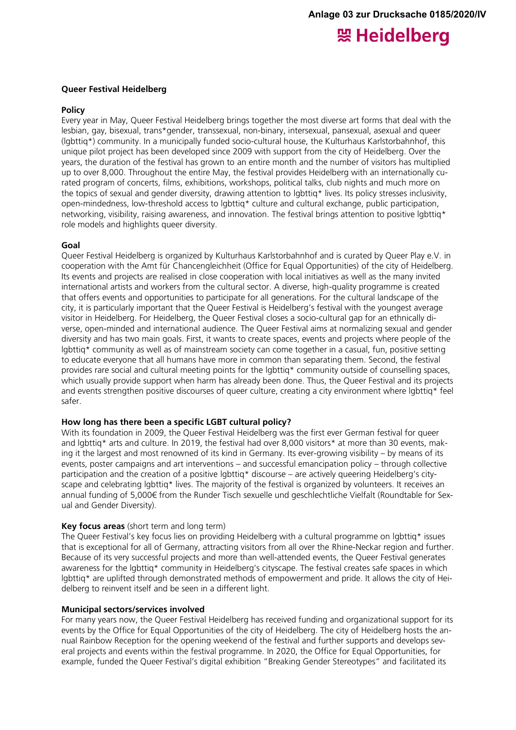**Anlage 03 zur Drucksache 0185/2020/IV**

**Queer Festival Heidelberg**

**Policy**

Every year in May, Queer Festival Heidelberg brings together the most diverse art forms that deal with the lesbian, gay, bisexual, trans*gender, transsexual, non-binary, intersexual, pansexual, asexual and queer (lgbttiq*) community. In a municipally funded socio-cultural house, the Kulturhaus Karlstorbahnhof, this unique pilot project has been developed since 2009 with support from the city of Heidelberg. Over the years, the duration of the festival has grown to an entire month and the number of visitors has multiplied up to over 8,000. Throughout the entire May, the festival provides Heidelberg with an internationally curated program of concerts, films, exhibitions, workshops, political talks, club nights and much more on the topics of sexual and gender diversity, drawing attention to lgbttiq* lives. Its policy stresses inclusivity, open-mindedness, low-threshold access to lgbttiq* culture and cultural exchange, public participation, networking, visibility, raising awareness, and innovation. The festival brings attention to positive lgbttiq* role models and highlights queer diversity.

**Goal**

Queer Festival Heidelberg is organized by Kulturhaus Karlstorbahnhof and is curated by Queer Play e.V. in cooperation with the Amt für Chancengleichheit (Office for Equal Opportunities) of the city of Heidelberg. Its events and projects are realised in close cooperation with local initiatives as well as the many invited international artists and workers from the cultural sector. A diverse, high-quality programme is created that offers events and opportunities to participate for all generations. For the cultural landscape of the city, it is particularly important that the Queer Festival is Heidelberg's festival with the youngest average visitor in Heidelberg. For Heidelberg, the Queer Festival closes a socio-cultural gap for an ethnically diverse, open-minded and international audience. The Queer Festival aims at normalizing sexual and gender diversity and has two main goals. First, it wants to create spaces, events and projects where people of the lgbttiq* community as well as of mainstream society can come together in a casual, fun, positive setting to educate everyone that all humans have more in common than separating them. Second, the festival provides rare social and cultural meeting points for the lgbttiq* community outside of counselling spaces, which usually provide support when harm has already been done. Thus, the Queer Festival and its projects and events strengthen positive discourses of queer culture, creating a city environment where lgbttiq* feel safer.

**How long has there been a specific LGBT cultural policy?**

With its foundation in 2009, the Queer Festival Heidelberg was the first ever German festival for queer and lgbttiq* arts and culture. In 2019, the festival had over 8,000 visitors* at more than 30 events, making it the largest and most renowned of its kind in Germany. Its ever-growing visibility – by means of its events, poster campaigns and art interventions – and successful emancipation policy – through collective participation and the creation of a positive lgbttiq* discourse – are actively queering Heidelberg's cityscape and celebrating lgbttiq* lives. The majority of the festival is organized by volunteers. It receives an annual funding of 5,000€ from the Runder Tisch sexuelle und geschlechtliche Vielfalt (Roundtable for Sexual and Gender Diversity).

**Key focus areas** (short term and long term)

The Queer Festival's key focus lies on providing Heidelberg with a cultural programme on lgbttiq* issues that is exceptional for all of Germany, attracting visitors from all over the Rhine-Neckar region and further. Because of its very successful projects and more than well-attended events, the Queer Festival generates awareness for the lgbttiq* community in Heidelberg's cityscape. The festival creates safe spaces in which lgbttiq* are uplifted through demonstrated methods of empowerment and pride. It allows the city of Heidelberg to reinvent itself and be seen in a different light.

**Municipal sectors/services involved**

For many years now, the Queer Festival Heidelberg has received funding and organizational support for its events by the Office for Equal Opportunities of the city of Heidelberg. The city of Heidelberg hosts the annual Rainbow Reception for the opening weekend of the festival and further supports and develops several projects and events within the festival programme. In 2020, the Office for Equal Opportunities, for example, funded the Queer Festival's digital exhibition "Breaking Gender Stereotypes" and facilitated its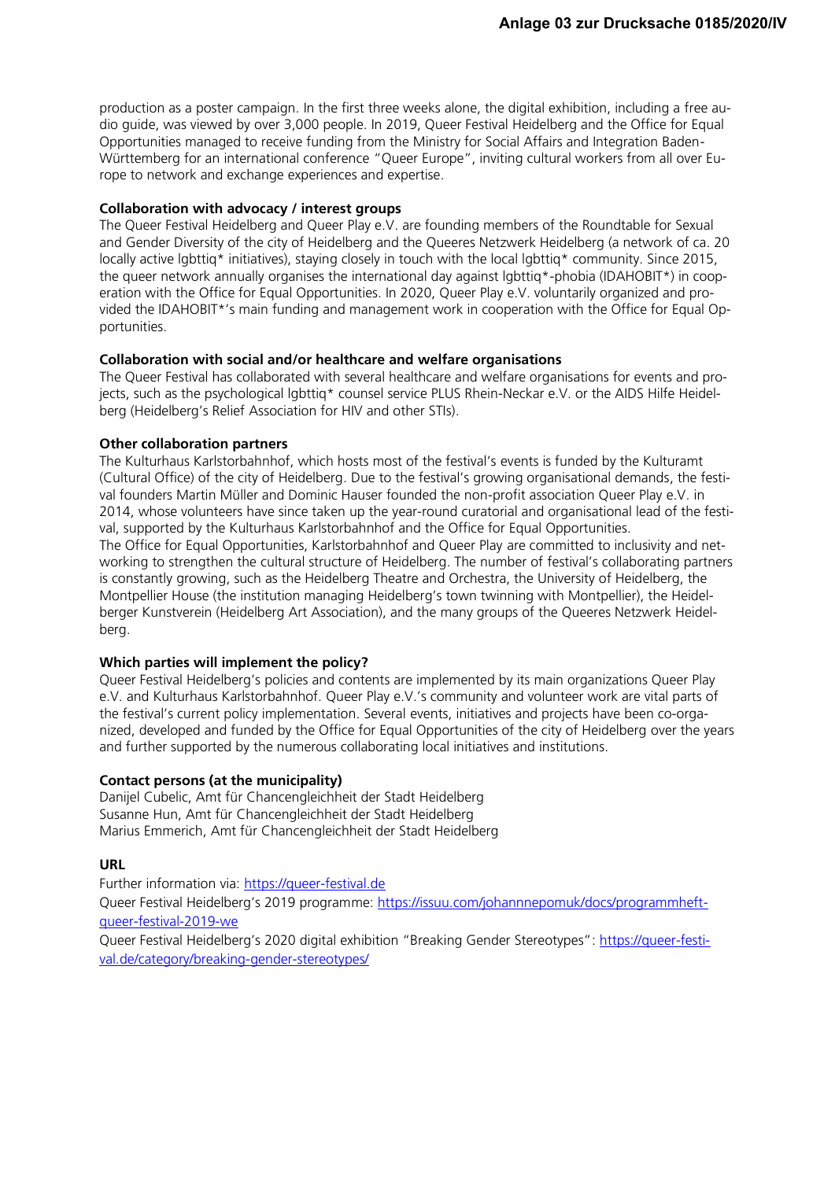production as a poster campaign. In the first three weeks alone, the digital exhibition, including a free audio guide, was viewed by over 3,000 people. In 2019, Queer Festival Heidelberg and the Office for Equal Opportunities managed to receive funding from the Ministry for Social Affairs and Integration Baden-Württemberg for an international conference "Queer Europe", inviting cultural workers from all over Europe to network and exchange experiences and expertise.

**Collaboration with advocacy / interest groups**

The Queer Festival Heidelberg and Queer Play e.V. are founding members of the Roundtable for Sexual and Gender Diversity of the city of Heidelberg and the Queeres Netzwerk Heidelberg (a network of ca. 20 locally active lgbttiq* initiatives), staying closely in touch with the local lgbttiq* community. Since 2015, the queer network annually organises the international day against lgbttiq*-phobia (IDAHOBIT*) in cooperation with the Office for Equal Opportunities. In 2020, Queer Play e.V. voluntarily organized and provided the IDAHOBIT*'s main funding and management work in cooperation with the Office for Equal Opportunities.

**Collaboration with social and/or healthcare and welfare organisations**

The Queer Festival has collaborated with several healthcare and welfare organisations for events and projects, such as the psychological lgbttiq* counsel service PLUS Rhein-Neckar e.V. or the AIDS Hilfe Heidelberg (Heidelberg's Relief Association for HIV and other STIs).

**Other collaboration partners**

The Kulturhaus Karlstorbahnhof, which hosts most of the festival's events is funded by the Kulturamt (Cultural Office) of the city of Heidelberg. Due to the festival's growing organisational demands, the festival founders Martin Müller and Dominic Hauser founded the non-profit association Queer Play e.V. in 2014, whose volunteers have since taken up the year-round curatorial and organisational lead of the festival, supported by the Kulturhaus Karlstorbahnhof and the Office for Equal Opportunities.
The Office for Equal Opportunities, Karlstorbahnhof and Queer Play are committed to inclusivity and networking to strengthen the cultural structure of Heidelberg. The number of festival's collaborating partners is constantly growing, such as the Heidelberg Theatre and Orchestra, the University of Heidelberg, the Montpellier House (the institution managing Heidelberg's town twinning with Montpellier), the Heidelberger Kunstverein (Heidelberg Art Association), and the many groups of the Queeres Netzwerk Heidelberg.

**Which parties will implement the policy?**

Queer Festival Heidelberg's policies and contents are implemented by its main organizations Queer Play e.V. and Kulturhaus Karlstorbahnhof. Queer Play e.V.'s community and volunteer work are vital parts of the festival's current policy implementation. Several events, initiatives and projects have been co-organized, developed and funded by the Office for Equal Opportunities of the city of Heidelberg over the years and further supported by the numerous collaborating local initiatives and institutions.

**Contact persons (at the municipality)**

Danijel Cubelic, Amt für Chancengleichheit der Stadt Heidelberg
Susanne Hun, Amt für Chancengleichheit der Stadt Heidelberg
Marius Emmerich, Amt für Chancengleichheit der Stadt Heidelberg

**URL**

Further information via: https://queer-festival.de
Queer Festival Heidelberg's 2019 programme: https://issuu.com/johannnepomuk/docs/programmheft-queer-festival-2019-we
Queer Festival Heidelberg's 2020 digital exhibition "Breaking Gender Stereotypes": https://queer-festival.de/category/breaking-gender-stereotypes/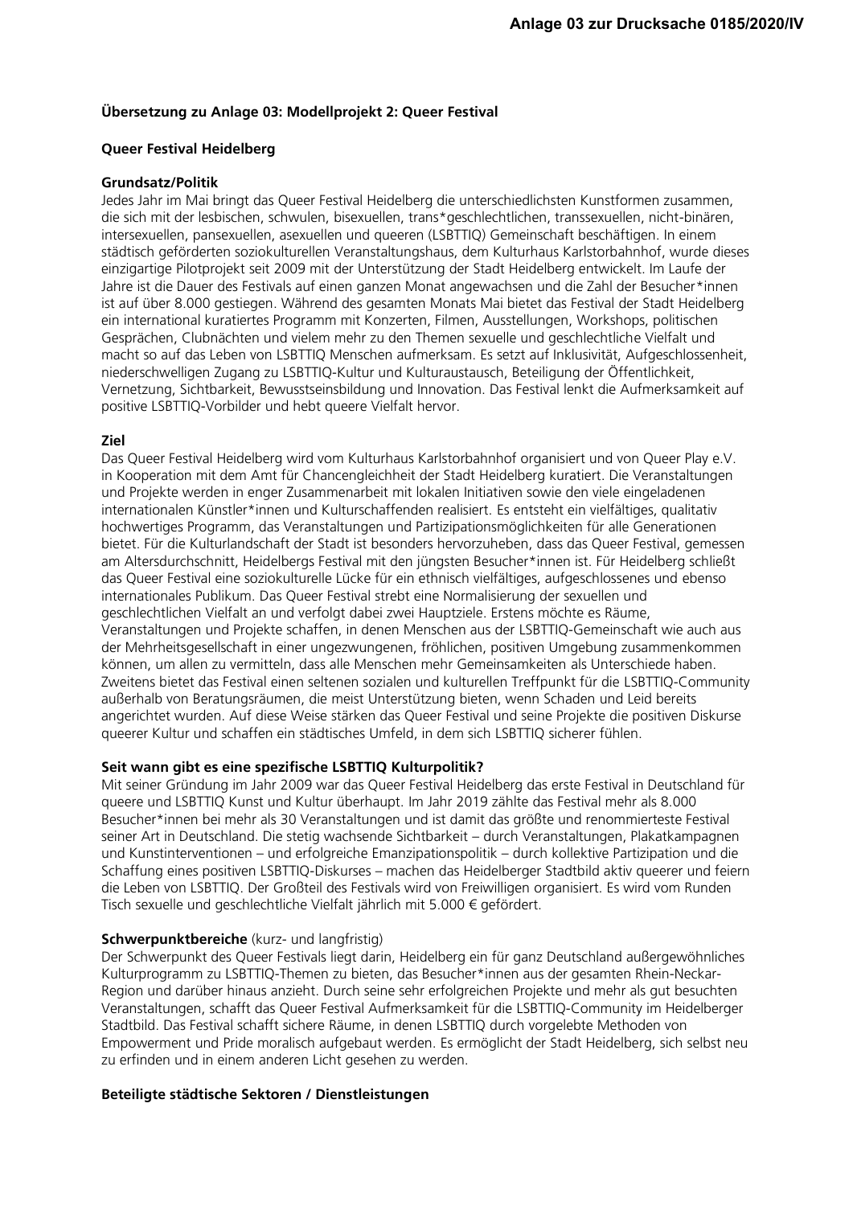**Übersetzung zu Anlage 03: Modellprojekt 2: Queer Festival**

**Queer Festival Heidelberg**

**Grundsatz/Politik**

Jedes Jahr im Mai bringt das Queer Festival Heidelberg die unterschiedlichsten Kunstformen zusammen, die sich mit der lesbischen, schwulen, bisexuellen, trans*geschlechtlichen, transsexuellen, nicht-binären, intersexuellen, pansexuellen, asexuellen und queeren (LSBTTIQ) Gemeinschaft beschäftigen. In einem städtisch geförderten soziokulturellen Veranstaltungshaus, dem Kulturhaus Karlstorbahnhof, wurde dieses einzigartige Pilotprojekt seit 2009 mit der Unterstützung der Stadt Heidelberg entwickelt. Im Laufe der Jahre ist die Dauer des Festivals auf einen ganzen Monat angewachsen und die Zahl der Besucher*innen ist auf über 8.000 gestiegen. Während des gesamten Monats Mai bietet das Festival der Stadt Heidelberg ein international kuratiertes Programm mit Konzerten, Filmen, Ausstellungen, Workshops, politischen Gesprächen, Clubnächten und vielem mehr zu den Themen sexuelle und geschlechtliche Vielfalt und macht so auf das Leben von LSBTTIQ Menschen aufmerksam. Es setzt auf Inklusivität, Aufgeschlossenheit, niederschwelligen Zugang zu LSBTTIQ-Kultur und Kulturaustausch, Beteiligung der Öffentlichkeit, Vernetzung, Sichtbarkeit, Bewusstseinsbildung und Innovation. Das Festival lenkt die Aufmerksamkeit auf positive LSBTTIQ-Vorbilder und hebt queere Vielfalt hervor.

**Ziel**

Das Queer Festival Heidelberg wird vom Kulturhaus Karlstorbahnhof organisiert und von Queer Play e.V. in Kooperation mit dem Amt für Chancengleichheit der Stadt Heidelberg kuratiert. Die Veranstaltungen und Projekte werden in enger Zusammenarbeit mit lokalen Initiativen sowie den viele eingeladenen internationalen Künstler*innen und Kulturschaffenden realisiert. Es entsteht ein vielfältiges, qualitativ hochwertiges Programm, das Veranstaltungen und Partizipationsmöglichkeiten für alle Generationen bietet. Für die Kulturlandschaft der Stadt ist besonders hervorzuheben, dass das Queer Festival, gemessen am Altersdurchschnitt, Heidelbergs Festival mit den jüngsten Besucher*innen ist. Für Heidelberg schließt das Queer Festival eine soziokulturelle Lücke für ein ethnisch vielfältiges, aufgeschlossenes und ebenso internationales Publikum. Das Queer Festival strebt eine Normalisierung der sexuellen und geschlechtlichen Vielfalt an und verfolgt dabei zwei Hauptziele. Erstens möchte es Räume, Veranstaltungen und Projekte schaffen, in denen Menschen aus der LSBTTIQ-Gemeinschaft wie auch aus der Mehrheitsgesellschaft in einer ungezwungenen, fröhlichen, positiven Umgebung zusammenkommen können, um allen zu vermitteln, dass alle Menschen mehr Gemeinsamkeiten als Unterschiede haben. Zweitens bietet das Festival einen seltenen sozialen und kulturellen Treffpunkt für die LSBTTIQ-Community außerhalb von Beratungsräumen, die meist Unterstützung bieten, wenn Schaden und Leid bereits angerichtet wurden. Auf diese Weise stärken das Queer Festival und seine Projekte die positiven Diskurse queerer Kultur und schaffen ein städtisches Umfeld, in dem sich LSBTTIQ sicherer fühlen.

**Seit wann gibt es eine spezifische LSBTTIQ Kulturpolitik?**

Mit seiner Gründung im Jahr 2009 war das Queer Festival Heidelberg das erste Festival in Deutschland für queere und LSBTTIQ Kunst und Kultur überhaupt. Im Jahr 2019 zählte das Festival mehr als 8.000 Besucher*innen bei mehr als 30 Veranstaltungen und ist damit das größte und renommierteste Festival seiner Art in Deutschland. Die stetig wachsende Sichtbarkeit – durch Veranstaltungen, Plakatkampagnen und Kunstinterventionen – und erfolgreiche Emanzipationspolitik – durch kollektive Partizipation und die Schaffung eines positiven LSBTTIQ-Diskurses – machen das Heidelberger Stadtbild aktiv queerer und feiern die Leben von LSBTTIQ. Der Großteil des Festivals wird von Freiwilligen organisiert. Es wird vom Runden Tisch sexuelle und geschlechtliche Vielfalt jährlich mit 5.000 € gefördert.

**Schwerpunktbereiche** (kurz- und langfristig)

Der Schwerpunkt des Queer Festivals liegt darin, Heidelberg ein für ganz Deutschland außergewöhnliches Kulturprogramm zu LSBTTIQ-Themen zu bieten, das Besucher*innen aus der gesamten Rhein-Neckar-Region und darüber hinaus anzieht. Durch seine sehr erfolgreichen Projekte und mehr als gut besuchten Veranstaltungen, schafft das Queer Festival Aufmerksamkeit für die LSBTTIQ-Community im Heidelberger Stadtbild. Das Festival schafft sichere Räume, in denen LSBTTIQ durch vorgelebte Methoden von Empowerment und Pride moralisch aufgebaut werden. Es ermöglicht der Stadt Heidelberg, sich selbst neu zu erfinden und in einem anderen Licht gesehen zu werden.

**Beteiligte städtische Sektoren / Dienstleistungen**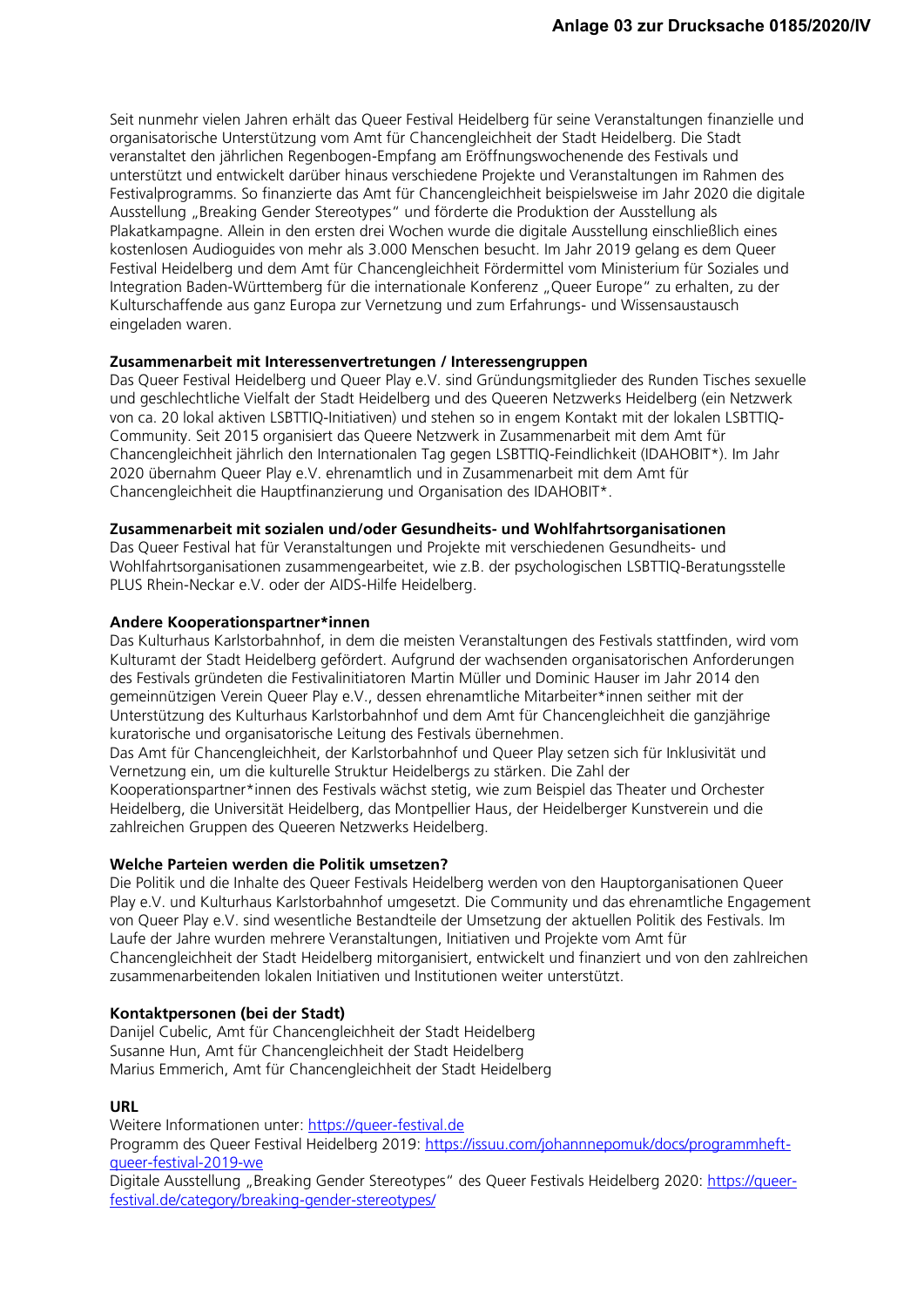Seit nunmehr vielen Jahren erhält das Queer Festival Heidelberg für seine Veranstaltungen finanzielle und organisatorische Unterstützung vom Amt für Chancengleichheit der Stadt Heidelberg. Die Stadt veranstaltet den jährlichen Regenbogen-Empfang am Eröffnungswochenende des Festivals und unterstützt und entwickelt darüber hinaus verschiedene Projekte und Veranstaltungen im Rahmen des Festivalprogramms. So finanzierte das Amt für Chancengleichheit beispielsweise im Jahr 2020 die digitale Ausstellung „Breaking Gender Stereotypes" und förderte die Produktion der Ausstellung als Plakatkampagne. Allein in den ersten drei Wochen wurde die digitale Ausstellung einschließlich eines kostenlosen Audioguides von mehr als 3.000 Menschen besucht. Im Jahr 2019 gelang es dem Queer Festival Heidelberg und dem Amt für Chancengleichheit Fördermittel vom Ministerium für Soziales und Integration Baden-Württemberg für die internationale Konferenz „Queer Europe" zu erhalten, zu der Kulturschaffende aus ganz Europa zur Vernetzung und zum Erfahrungs- und Wissensaustausch eingeladen waren.

**Zusammenarbeit mit Interessenvertretungen / Interessengruppen**

Das Queer Festival Heidelberg und Queer Play e.V. sind Gründungsmitglieder des Runden Tisches sexuelle und geschlechtliche Vielfalt der Stadt Heidelberg und des Queeren Netzwerks Heidelberg (ein Netzwerk von ca. 20 lokal aktiven LSBTTIQ-Initiativen) und stehen so in engem Kontakt mit der lokalen LSBTTIQ-Community. Seit 2015 organisiert das Queere Netzwerk in Zusammenarbeit mit dem Amt für Chancengleichheit jährlich den Internationalen Tag gegen LSBTTIQ-Feindlichkeit (IDAHOBIT*). Im Jahr 2020 übernahm Queer Play e.V. ehrenamtlich und in Zusammenarbeit mit dem Amt für Chancengleichheit die Hauptfinanzierung und Organisation des IDAHOBIT*.

**Zusammenarbeit mit sozialen und/oder Gesundheits- und Wohlfahrtsorganisationen**

Das Queer Festival hat für Veranstaltungen und Projekte mit verschiedenen Gesundheits- und Wohlfahrtsorganisationen zusammengearbeitet, wie z.B. der psychologischen LSBTTIQ-Beratungsstelle PLUS Rhein-Neckar e.V. oder der AIDS-Hilfe Heidelberg.

**Andere Kooperationspartner*innen**

Das Kulturhaus Karlstorbahnhof, in dem die meisten Veranstaltungen des Festivals stattfinden, wird vom Kulturamt der Stadt Heidelberg gefördert. Aufgrund der wachsenden organisatorischen Anforderungen des Festivals gründeten die Festivalinitiatoren Martin Müller und Dominic Hauser im Jahr 2014 den gemeinnützigen Verein Queer Play e.V., dessen ehrenamtliche Mitarbeiter*innen seither mit der Unterstützung des Kulturhaus Karlstorbahnhof und dem Amt für Chancengleichheit die ganzjährige kuratorische und organisatorische Leitung des Festivals übernehmen.

Das Amt für Chancengleichheit, der Karlstorbahnhof und Queer Play setzen sich für Inklusivität und Vernetzung ein, um die kulturelle Struktur Heidelbergs zu stärken. Die Zahl der Kooperationspartner*innen des Festivals wächst stetig, wie zum Beispiel das Theater und Orchester Heidelberg, die Universität Heidelberg, das Montpellier Haus, der Heidelberger Kunstverein und die zahlreichen Gruppen des Queeren Netzwerks Heidelberg.

**Welche Parteien werden die Politik umsetzen?**

Die Politik und die Inhalte des Queer Festivals Heidelberg werden von den Hauptorganisationen Queer Play e.V. und Kulturhaus Karlstorbahnhof umgesetzt. Die Community und das ehrenamtliche Engagement von Queer Play e.V. sind wesentliche Bestandteile der Umsetzung der aktuellen Politik des Festivals. Im Laufe der Jahre wurden mehrere Veranstaltungen, Initiativen und Projekte vom Amt für Chancengleichheit der Stadt Heidelberg mitorganisiert, entwickelt und finanziert und von den zahlreichen zusammenarbeitenden lokalen Initiativen und Institutionen weiter unterstützt.

**Kontaktpersonen (bei der Stadt)**

Danijel Cubelic, Amt für Chancengleichheit der Stadt Heidelberg
Susanne Hun, Amt für Chancengleichheit der Stadt Heidelberg
Marius Emmerich, Amt für Chancengleichheit der Stadt Heidelberg

**URL**

Weitere Informationen unter: https://queer-festival.de
Programm des Queer Festival Heidelberg 2019: https://issuu.com/johannnepomuk/docs/programmheft-queer-festival-2019-we
Digitale Ausstellung „Breaking Gender Stereotypes" des Queer Festivals Heidelberg 2020: https://queer-festival.de/category/breaking-gender-stereotypes/